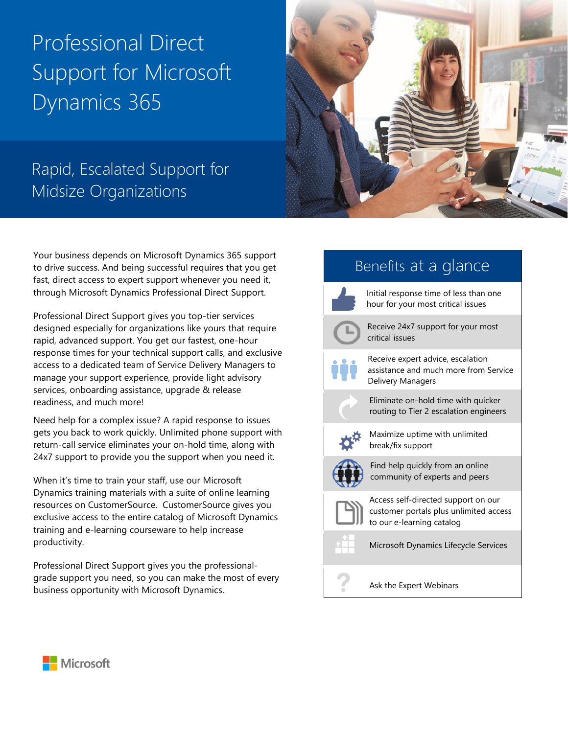# Professional Direct Support for Microsoft Dynamics 365

## Rapid, Escalated Support for Midsize Organizations

Your business depends on Microsoft Dynamics 365 support to drive success. And being successful requires that you get fast, direct access to expert support whenever you need it, through Microsoft Dynamics Professional Direct Support.

Professional Direct Support gives you top-tier services designed especially for organizations like yours that require rapid, advanced support. You get our fastest, one-hour response times for your technical support calls, and exclusive access to a dedicated team of Service Delivery Managers to manage your support experience, provide light advisory services, onboarding assistance, upgrade & release readiness, and much more!

Need help for a complex issue? A rapid response to issues gets you back to work quickly. Unlimited phone support with return-call service eliminates your on-hold time, along with 24x7 support to provide you the support when you need it.

When it's time to train your staff, use our Microsoft Dynamics training materials with a suite of online learning resources on CustomerSource. CustomerSource gives you exclusive access to the entire catalog of Microsoft Dynamics training and e-learning courseware to help increase productivity.

Professional Direct Support gives you the professional-grade support you need, so you can make the most of every business opportunity with Microsoft Dynamics.

## Benefits at a glance

- Initial response time of less than one hour for your most critical issues
- Receive 24x7 support for your most critical issues
- Receive expert advice, escalation assistance and much more from Service Delivery Managers
- Eliminate on-hold time with quicker routing to Tier 2 escalation engineers
- Maximize uptime with unlimited break/fix support
- Find help quickly from an online community of experts and peers
- Access self-directed support on our customer portals plus unlimited access to our e-learning catalog
- Microsoft Dynamics Lifecycle Services
- Ask the Expert Webinars

Microsoft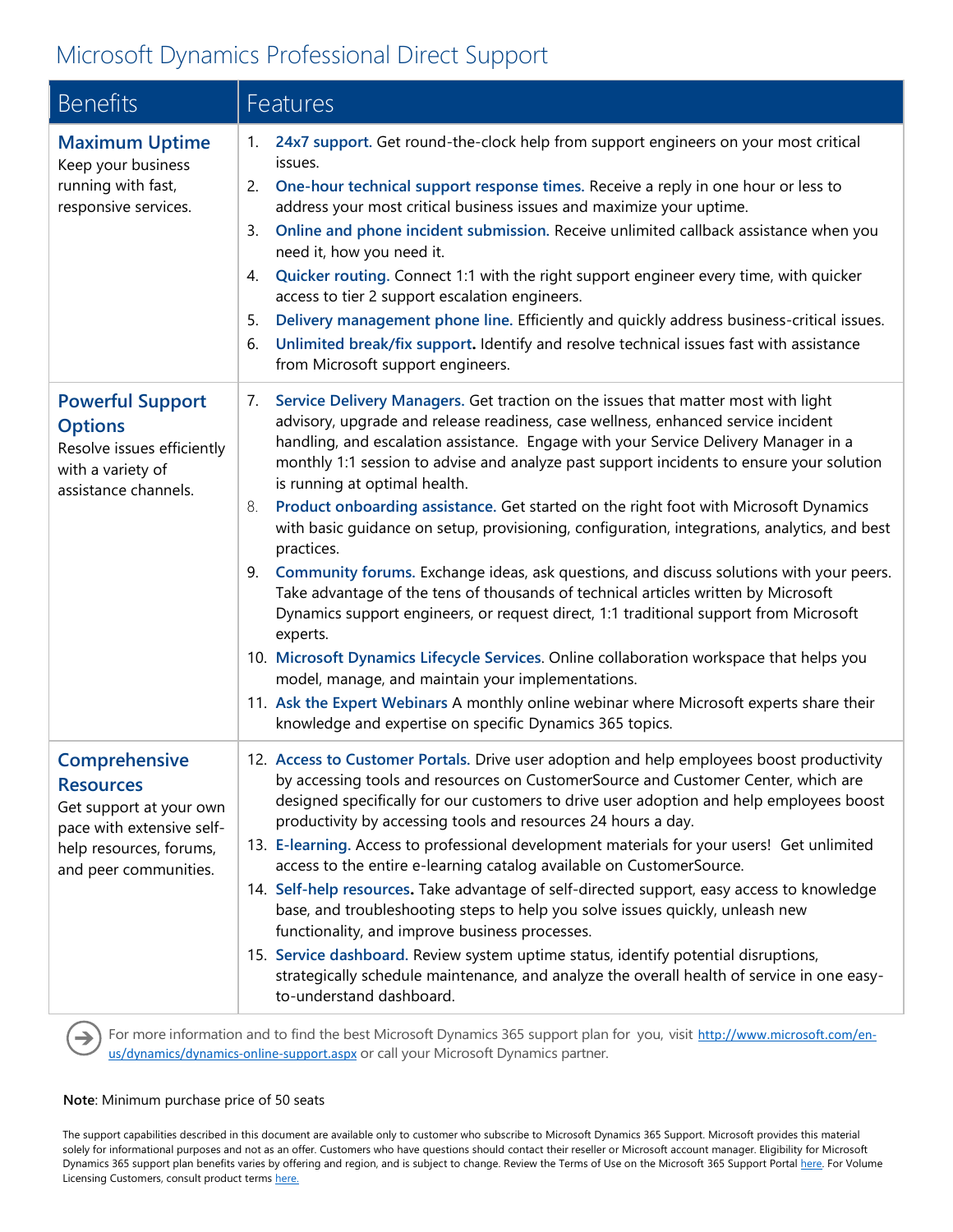# Microsoft Dynamics Professional Direct Support

| Benefits | Features |
|---|---|
| **Maximum Uptime**<br>Keep your business running with fast, responsive services. | 1. **24x7 support.** Get round-the-clock help from support engineers on your most critical issues.<br>2. **One-hour technical support response times.** Receive a reply in one hour or less to address your most critical business issues and maximize your uptime.<br>3. **Online and phone incident submission.** Receive unlimited callback assistance when you need it, how you need it.<br>4. **Quicker routing.** Connect 1:1 with the right support engineer every time, with quicker access to tier 2 support escalation engineers.<br>5. **Delivery management phone line.** Efficiently and quickly address business-critical issues.<br>6. **Unlimited break/fix support.** Identify and resolve technical issues fast with assistance from Microsoft support engineers. |
| **Powerful Support Options**<br>Resolve issues efficiently with a variety of assistance channels. | 7. **Service Delivery Managers.** Get traction on the issues that matter most with light advisory, upgrade and release readiness, case wellness, enhanced service incident handling, and escalation assistance. Engage with your Service Delivery Manager in a monthly 1:1 session to advise and analyze past support incidents to ensure your solution is running at optimal health.<br>8. **Product onboarding assistance.** Get started on the right foot with Microsoft Dynamics with basic guidance on setup, provisioning, configuration, integrations, analytics, and best practices.<br>9. **Community forums.** Exchange ideas, ask questions, and discuss solutions with your peers. Take advantage of the tens of thousands of technical articles written by Microsoft Dynamics support engineers, or request direct, 1:1 traditional support from Microsoft experts.<br>10. **Microsoft Dynamics Lifecycle Services.** Online collaboration workspace that helps you model, manage, and maintain your implementations.<br>11. **Ask the Expert Webinars** A monthly online webinar where Microsoft experts share their knowledge and expertise on specific Dynamics 365 topics. |
| **Comprehensive Resources**<br>Get support at your own pace with extensive self-help resources, forums, and peer communities. | 12. **Access to Customer Portals.** Drive user adoption and help employees boost productivity by accessing tools and resources on CustomerSource and Customer Center, which are designed specifically for our customers to drive user adoption and help employees boost productivity by accessing tools and resources 24 hours a day.<br>13. **E-learning.** Access to professional development materials for your users! Get unlimited access to the entire e-learning catalog available on CustomerSource.<br>14. **Self-help resources.** Take advantage of self-directed support, easy access to knowledge base, and troubleshooting steps to help you solve issues quickly, unleash new functionality, and improve business processes.<br>15. **Service dashboard.** Review system uptime status, identify potential disruptions, strategically schedule maintenance, and analyze the overall health of service in one easy-to-understand dashboard. |

For more information and to find the best Microsoft Dynamics 365 support plan for you, visit http://www.microsoft.com/en-us/dynamics/dynamics-online-support.aspx or call your Microsoft Dynamics partner.

**Note**: Minimum purchase price of 50 seats

The support capabilities described in this document are available only to customer who subscribe to Microsoft Dynamics 365 Support. Microsoft provides this material solely for informational purposes and not as an offer. Customers who have questions should contact their reseller or Microsoft account manager. Eligibility for Microsoft Dynamics 365 support plan benefits varies by offering and region, and is subject to change. Review the Terms of Use on the Microsoft 365 Support Portal here. For Volume Licensing Customers, consult product terms here.